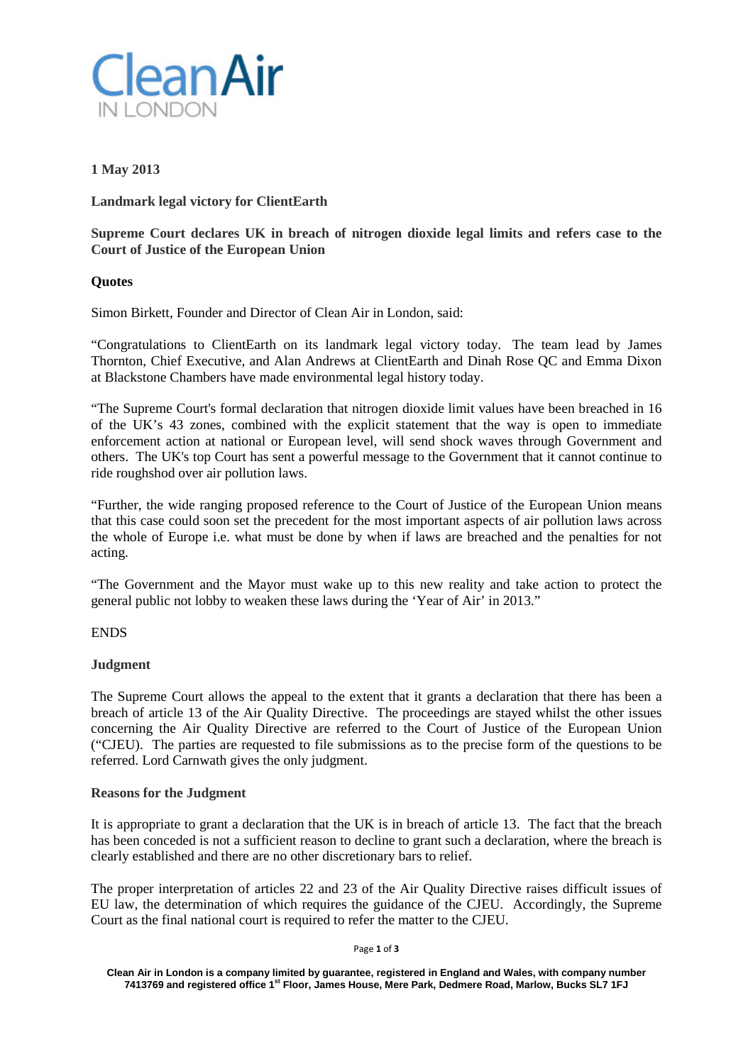# Clean Air IN LONDON

**1 May 2013**

**Landmark legal victory for ClientEarth**

**Supreme Court declares UK in breach of nitrogen dioxide legal limits and refers case to the Court of Justice of the European Union**

**Quotes**

Simon Birkett, Founder and Director of Clean Air in London, said:

"Congratulations to ClientEarth on its landmark legal victory today. The team lead by James Thornton, Chief Executive, and Alan Andrews at ClientEarth and Dinah Rose QC and Emma Dixon at Blackstone Chambers have made environmental legal history today.

"The Supreme Court's formal declaration that nitrogen dioxide limit values have been breached in 16 of the UK's 43 zones, combined with the explicit statement that the way is open to immediate enforcement action at national or European level, will send shock waves through Government and others. The UK's top Court has sent a powerful message to the Government that it cannot continue to ride roughshod over air pollution laws.

"Further, the wide ranging proposed reference to the Court of Justice of the European Union means that this case could soon set the precedent for the most important aspects of air pollution laws across the whole of Europe i.e. what must be done by when if laws are breached and the penalties for not acting.

"The Government and the Mayor must wake up to this new reality and take action to protect the general public not lobby to weaken these laws during the 'Year of Air' in 2013."

ENDS

**Judgment**

The Supreme Court allows the appeal to the extent that it grants a declaration that there has been a breach of article 13 of the Air Quality Directive. The proceedings are stayed whilst the other issues concerning the Air Quality Directive are referred to the Court of Justice of the European Union ("CJEU). The parties are requested to file submissions as to the precise form of the questions to be referred. Lord Carnwath gives the only judgment.

**Reasons for the Judgment**

It is appropriate to grant a declaration that the UK is in breach of article 13. The fact that the breach has been conceded is not a sufficient reason to decline to grant such a declaration, where the breach is clearly established and there are no other discretionary bars to relief.

The proper interpretation of articles 22 and 23 of the Air Quality Directive raises difficult issues of EU law, the determination of which requires the guidance of the CJEU. Accordingly, the Supreme Court as the final national court is required to refer the matter to the CJEU.

Clean Air in London is a company limited by guarantee, registered in England and Wales, with company number 7413769 and registered office 1st Floor, James House, Mere Park, Dedmere Road, Marlow, Bucks SL7 1FJ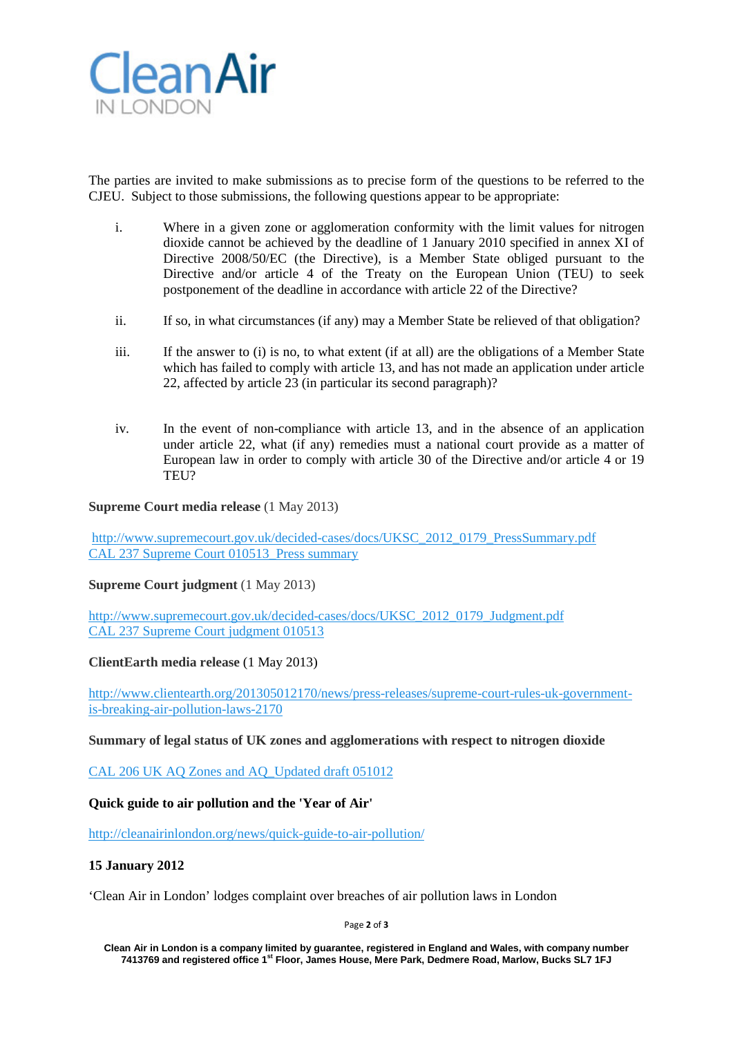The parties are invited to make submissions as to precise form of the questions to be referred to the CJEU. Subject to those submissions, the following questions appear to be appropriate:

i. Where in a given zone or agglomeration conformity with the limit values for nitrogen dioxide cannot be achieved by the deadline of 1 January 2010 specified in annex XI of Directive 2008/50/EC (the Directive), is a Member State obliged pursuant to the Directive and/or article 4 of the Treaty on the European Union (TEU) to seek postponement of the deadline in accordance with article 22 of the Directive?

ii. If so, in what circumstances (if any) may a Member State be relieved of that obligation?

iii. If the answer to (i) is no, to what extent (if at all) are the obligations of a Member State which has failed to comply with article 13, and has not made an application under article 22, affected by article 23 (in particular its second paragraph)?

iv. In the event of non-compliance with article 13, and in the absence of an application under article 22, what (if any) remedies must a national court provide as a matter of European law in order to comply with article 30 of the Directive and/or article 4 or 19 TEU?

**Supreme Court media release** (1 May 2013)

http://www.supremecourt.gov.uk/decided-cases/docs/UKSC_2012_0179_PressSummary.pdf
CAL 237 Supreme Court 010513_Press summary

**Supreme Court judgment** (1 May 2013)

http://www.supremecourt.gov.uk/decided-cases/docs/UKSC_2012_0179_Judgment.pdf
CAL 237 Supreme Court judgment 010513

**ClientEarth media release** (1 May 2013)

http://www.clientearth.org/201305012170/news/press-releases/supreme-court-rules-uk-government-is-breaking-air-pollution-laws-2170

**Summary of legal status of UK zones and agglomerations with respect to nitrogen dioxide**

CAL 206 UK AQ Zones and AQ_Updated draft 051012

**Quick guide to air pollution and the 'Year of Air'**

http://cleanairinlondon.org/news/quick-guide-to-air-pollution/

**15 January 2012**

'Clean Air in London' lodges complaint over breaches of air pollution laws in London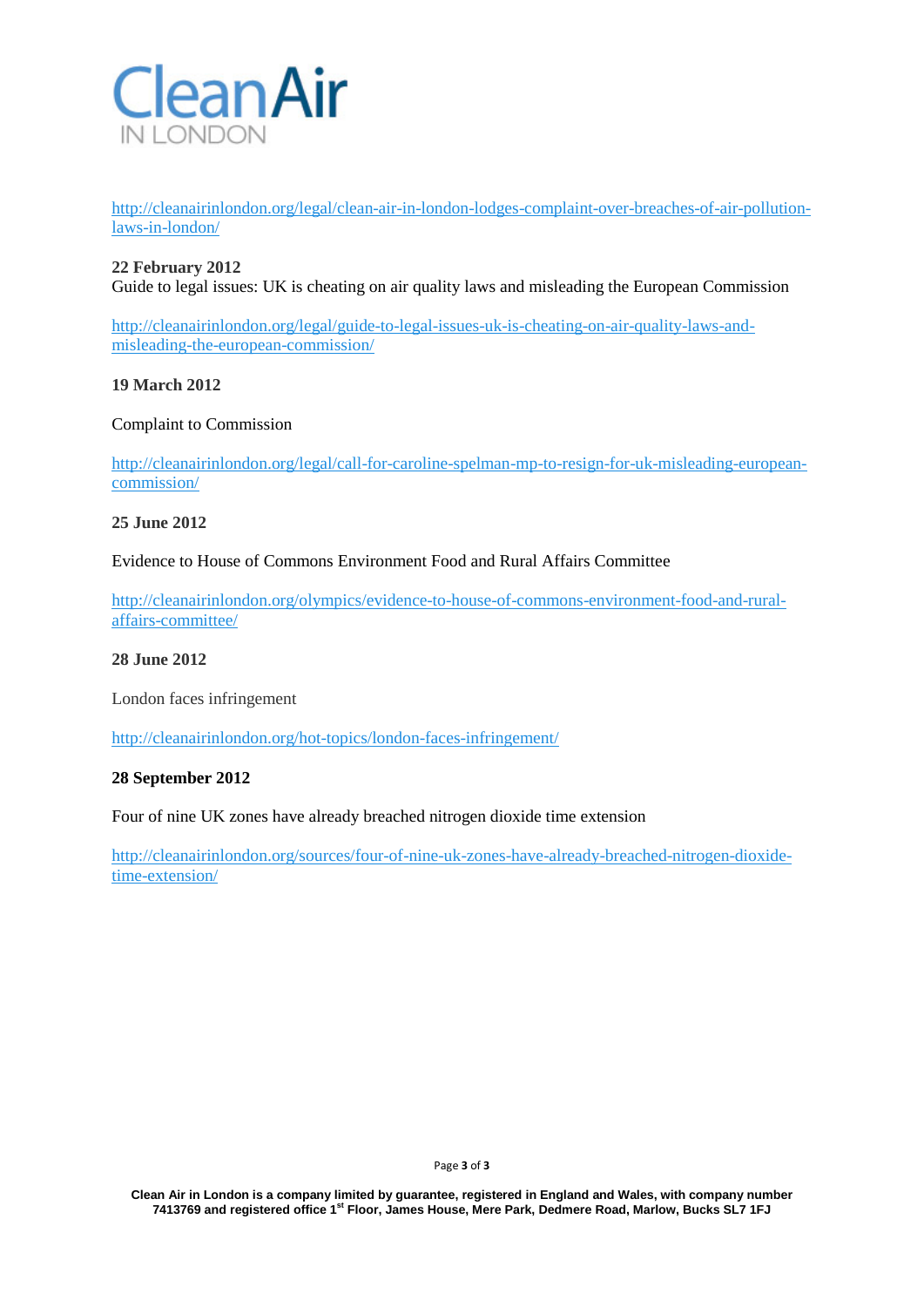http://cleanairinlondon.org/legal/clean-air-in-london-lodges-complaint-over-breaches-of-air-pollution-laws-in-london/

**22 February 2012**
Guide to legal issues: UK is cheating on air quality laws and misleading the European Commission

http://cleanairinlondon.org/legal/guide-to-legal-issues-uk-is-cheating-on-air-quality-laws-and-misleading-the-european-commission/

**19 March 2012**

Complaint to Commission

http://cleanairinlondon.org/legal/call-for-caroline-spelman-mp-to-resign-for-uk-misleading-european-commission/

**25 June 2012**

Evidence to House of Commons Environment Food and Rural Affairs Committee

http://cleanairinlondon.org/olympics/evidence-to-house-of-commons-environment-food-and-rural-affairs-committee/

**28 June 2012**

London faces infringement

http://cleanairinlondon.org/hot-topics/london-faces-infringement/

**28 September 2012**

Four of nine UK zones have already breached nitrogen dioxide time extension

http://cleanairinlondon.org/sources/four-of-nine-uk-zones-have-already-breached-nitrogen-dioxide-time-extension/

**Clean Air in London is a company limited by guarantee, registered in England and Wales, with company number 7413769 and registered office 1st Floor, James House, Mere Park, Dedmere Road, Marlow, Bucks SL7 1FJ**